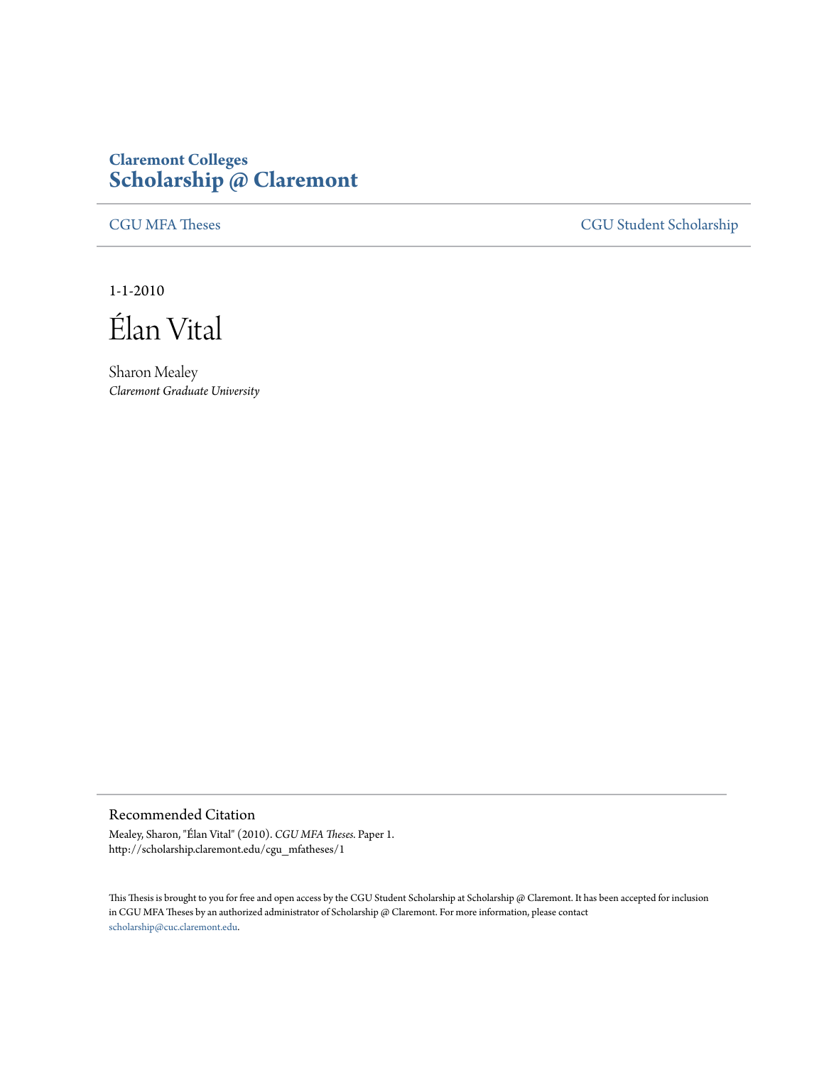**Claremont Colleges**
**Scholarship @ Claremont**

CGU MFA Theses | CGU Student Scholarship

1-1-2010

# Élan Vital

Sharon Mealey
*Claremont Graduate University*

## Recommended Citation

Mealey, Sharon, "Élan Vital" (2010). *CGU MFA Theses.* Paper 1.
http://scholarship.claremont.edu/cgu_mfatheses/1

This Thesis is brought to you for free and open access by the CGU Student Scholarship at Scholarship @ Claremont. It has been accepted for inclusion in CGU MFA Theses by an authorized administrator of Scholarship @ Claremont. For more information, please contact scholarship@cuc.claremont.edu.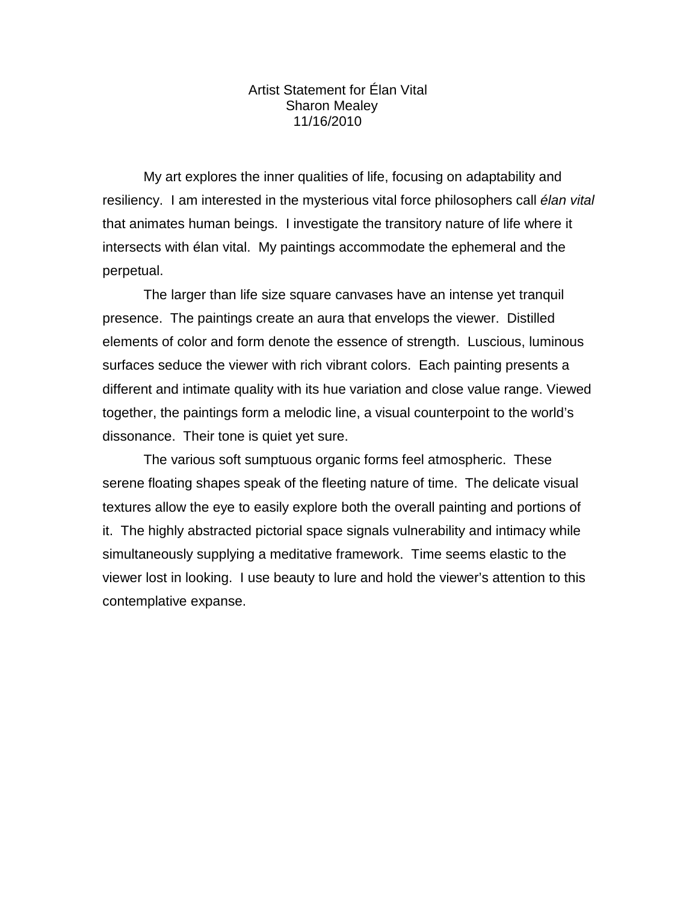Artist Statement for Élan Vital
Sharon Mealey
11/16/2010

My art explores the inner qualities of life, focusing on adaptability and resiliency. I am interested in the mysterious vital force philosophers call *élan vital* that animates human beings. I investigate the transitory nature of life where it intersects with élan vital. My paintings accommodate the ephemeral and the perpetual.

The larger than life size square canvases have an intense yet tranquil presence. The paintings create an aura that envelops the viewer. Distilled elements of color and form denote the essence of strength. Luscious, luminous surfaces seduce the viewer with rich vibrant colors. Each painting presents a different and intimate quality with its hue variation and close value range. Viewed together, the paintings form a melodic line, a visual counterpoint to the world's dissonance. Their tone is quiet yet sure.

The various soft sumptuous organic forms feel atmospheric. These serene floating shapes speak of the fleeting nature of time. The delicate visual textures allow the eye to easily explore both the overall painting and portions of it. The highly abstracted pictorial space signals vulnerability and intimacy while simultaneously supplying a meditative framework. Time seems elastic to the viewer lost in looking. I use beauty to lure and hold the viewer's attention to this contemplative expanse.